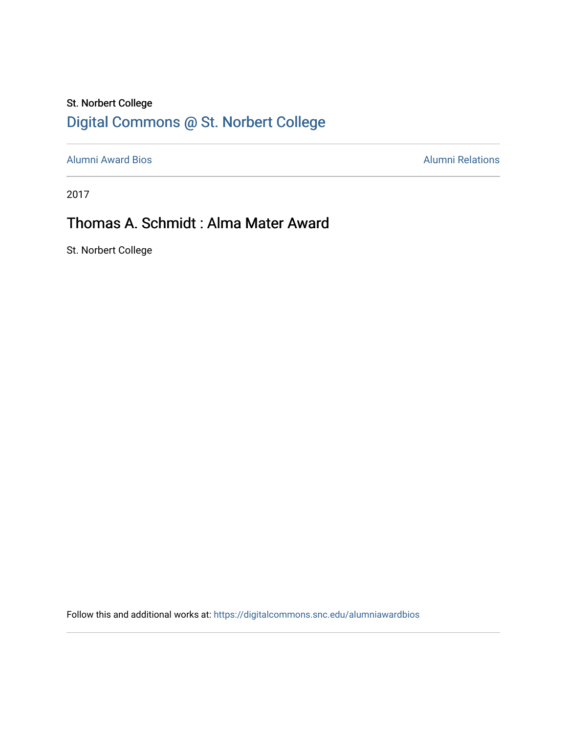St. Norbert College

Digital Commons @ St. Norbert College

Alumni Award Bios | Alumni Relations

2017

# Thomas A. Schmidt : Alma Mater Award

St. Norbert College

Follow this and additional works at: https://digitalcommons.snc.edu/alumniawardbios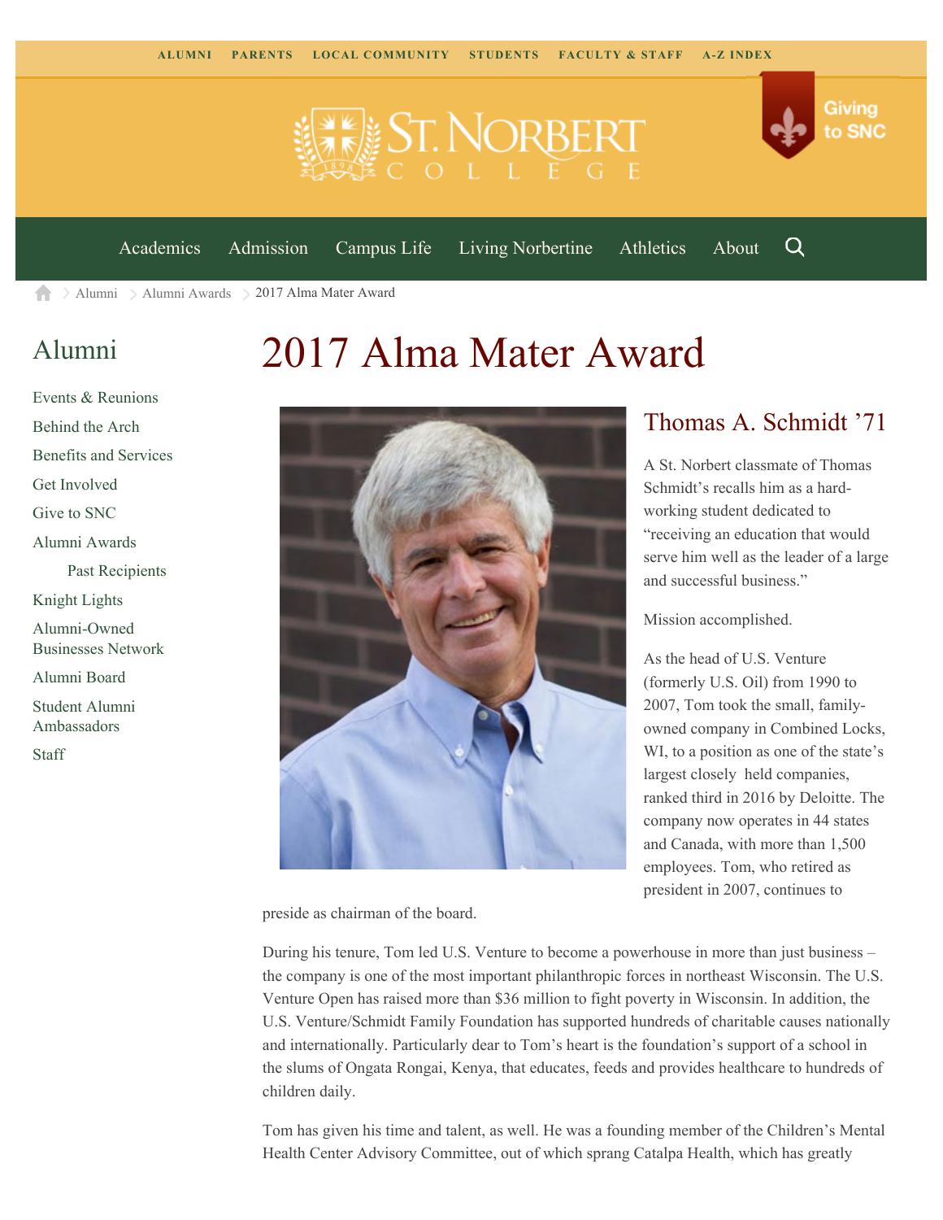ALUMNI PARENTS LOCAL COMMUNITY STUDENTS FACULTY & STAFF A-Z INDEX

Giving to SNC

Academics Admission Campus Life Living Norbertine Athletics About

Alumni > Alumni Awards > 2017 Alma Mater Award

## Alumni

- Events & Reunions
- Behind the Arch
- Benefits and Services
- Get Involved
- Give to SNC
- Alumni Awards
  - Past Recipients
- Knight Lights
- Alumni-Owned Businesses Network
- Alumni Board
- Student Alumni Ambassadors
- Staff

# 2017 Alma Mater Award

## Thomas A. Schmidt '71

A St. Norbert classmate of Thomas Schmidt's recalls him as a hard-working student dedicated to "receiving an education that would serve him well as the leader of a large and successful business."

Mission accomplished.

As the head of U.S. Venture (formerly U.S. Oil) from 1990 to 2007, Tom took the small, family-owned company in Combined Locks, WI, to a position as one of the state's largest closely held companies, ranked third in 2016 by Deloitte. The company now operates in 44 states and Canada, with more than 1,500 employees. Tom, who retired as president in 2007, continues to preside as chairman of the board.

During his tenure, Tom led U.S. Venture to become a powerhouse in more than just business – the company is one of the most important philanthropic forces in northeast Wisconsin. The U.S. Venture Open has raised more than $36 million to fight poverty in Wisconsin. In addition, the U.S. Venture/Schmidt Family Foundation has supported hundreds of charitable causes nationally and internationally. Particularly dear to Tom's heart is the foundation's support of a school in the slums of Ongata Rongai, Kenya, that educates, feeds and provides healthcare to hundreds of children daily.

Tom has given his time and talent, as well. He was a founding member of the Children's Mental Health Center Advisory Committee, out of which sprang Catalpa Health, which has greatly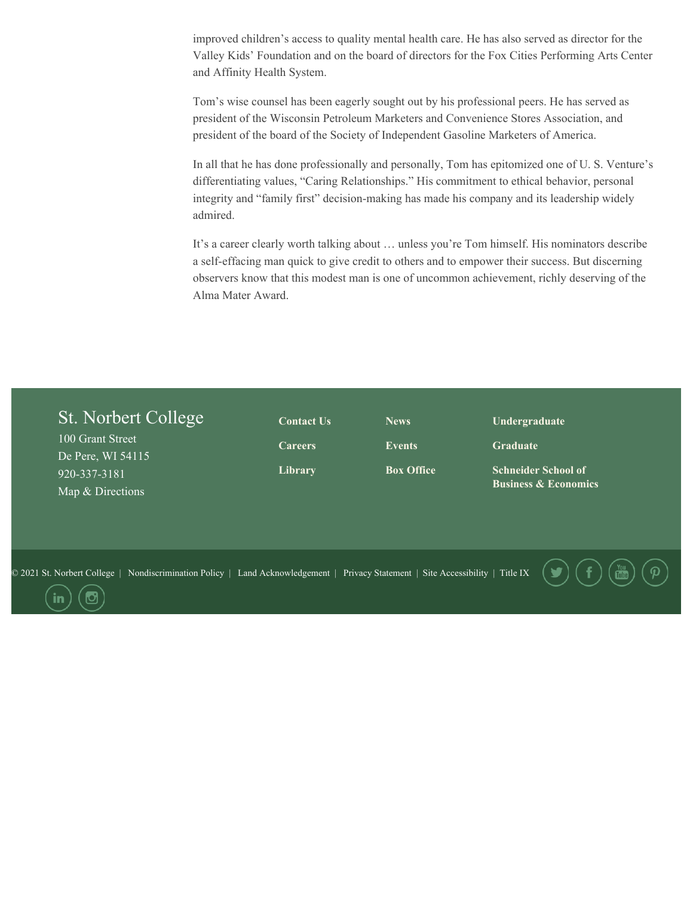improved children's access to quality mental health care. He has also served as director for the Valley Kids' Foundation and on the board of directors for the Fox Cities Performing Arts Center and Affinity Health System.

Tom's wise counsel has been eagerly sought out by his professional peers. He has served as president of the Wisconsin Petroleum Marketers and Convenience Stores Association, and president of the board of the Society of Independent Gasoline Marketers of America.

In all that he has done professionally and personally, Tom has epitomized one of U. S. Venture's differentiating values, "Caring Relationships." His commitment to ethical behavior, personal integrity and "family first" decision-making has made his company and its leadership widely admired.

It's a career clearly worth talking about … unless you're Tom himself. His nominators describe a self-effacing man quick to give credit to others and to empower their success. But discerning observers know that this modest man is one of uncommon achievement, richly deserving of the Alma Mater Award.

St. Norbert College
100 Grant Street
De Pere, WI 54115
920-337-3181
Map & Directions

**Contact Us** **Careers** **Library**

**News** **Events** **Box Office**

**Undergraduate** **Graduate** **Schneider School of Business & Economics**

© 2021 St. Norbert College | Nondiscrimination Policy | Land Acknowledgement | Privacy Statement | Site Accessibility | Title IX